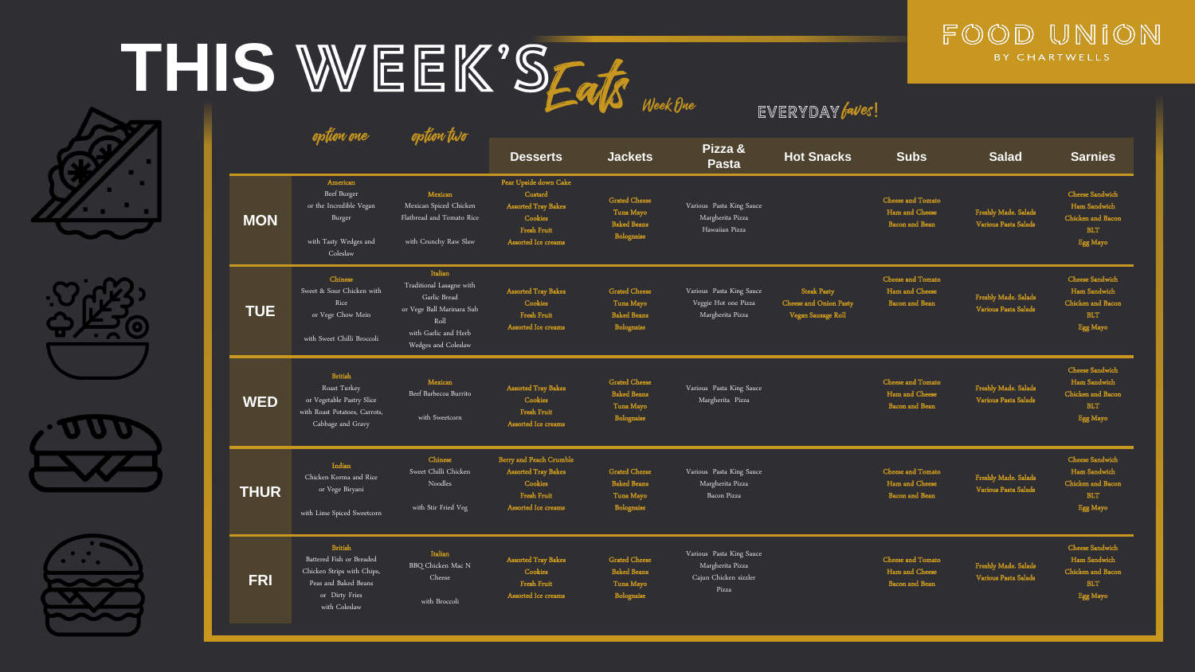# THIS WEEK'S *Eats*

**FOOD UNION** BY CHARTWELLS

*Week One*

EVERYDAY *faves!*

| | option one | option two | Desserts | Jackets | Pizza & Pasta | Hot Snacks | Subs | Salad | Sarnies |
|---|---|---|---|---|---|---|---|---|---|
| **MON** | American<br>Beef Burger<br>or the Incredible Vegan Burger<br><br>with Tasty Wedges and Coleslaw | Mexican<br>Mexican Spiced Chicken Flatbread and Tomato Rice<br><br>with Crunchy Raw Slaw | Pear Upside down Cake<br>Custard<br>Assorted Tray Bakes<br>Cookies<br>Fresh Fruit<br>Assorted Ice creams | Grated Cheese<br>Tuna Mayo<br>Baked Beans<br>Bolognaise | Various Pasta King Sauce<br>Margherita Pizza<br>Hawaiian Pizza | | Cheese and Tomato<br>Ham and Cheese<br>Bacon and Bean | Freshly Made. Salads<br>Various Pasta Salads | Cheese Sandwich<br>Ham Sandwich<br>Chicken and Bacon<br>BLT<br>Egg Mayo |
| **TUE** | Chinese<br>Sweet & Sour Chicken with Rice<br>or Vege Chow Mein<br><br>with Sweet Chilli Broccoli | Italian<br>Traditional Lasagne with Garlic Bread<br>or Vege Ball Marinara Sub Roll<br>with Garlic and Herb Wedges and Coleslaw | Assorted Tray Bakes<br>Cookies<br>Fresh Fruit<br>Assorted Ice creams | Grated Cheese<br>Tuna Mayo<br>Baked Beans<br>Bolognaise | Various Pasta King Sauce<br>Veggie Hot one Pizza<br>Margherita Pizza | Steak Pasty<br>Cheese and Onion Pasty<br>Vegan Sausage Roll | Cheese and Tomato<br>Ham and Cheese<br>Bacon and Bean | Freshly Made. Salads<br>Various Pasta Salads | Cheese Sandwich<br>Ham Sandwich<br>Chicken and Bacon<br>BLT<br>Egg Mayo |
| **WED** | British<br>Roast Turkey<br>or Vegetable Pastry Slice<br>with Roast Potatoes, Carrots, Cabbage and Gravy | Mexican<br>Beef Barbecoa Burrito<br><br>with Sweetcorn | Assorted Tray Bakes<br>Cookies<br>Fresh Fruit<br>Assorted Ice creams | Grated Cheese<br>Baked Beans<br>Tuna Mayo<br>Bolognaise | Various Pasta King Sauce<br>Margherita Pizza | | Cheese and Tomato<br>Ham and Cheese<br>Bacon and Bean | Freshly Made. Salads<br>Various Pasta Salads | Cheese Sandwich<br>Ham Sandwich<br>Chicken and Bacon<br>BLT<br>Egg Mayo |
| **THUR** | Indian<br>Chicken Korma and Rice<br>or Vege Biryani<br><br>with Lime Spiced Sweetcorn | Chinese<br>Sweet Chilli Chicken Noodles<br><br>with Stir Fried Veg | Berry and Peach Crumble<br>Assorted Tray Bakes<br>Cookies<br>Fresh Fruit<br>Assorted Ice creams | Grated Cheese<br>Baked Beans<br>Tuna Mayo<br>Bolognaise | Various Pasta King Sauce<br>Margherita Pizza<br>Bacon Pizza | | Cheese and Tomato<br>Ham and Cheese<br>Bacon and Bean | Freshly Made. Salads<br>Various Pasta Salads | Cheese Sandwich<br>Ham Sandwich<br>Chicken and Bacon<br>BLT<br>Egg Mayo |
| **FRI** | British<br>Battered Fish or Breaded Chicken Strips with Chips, Peas and Baked Beans<br>or Dirty Fries<br>with Coleslaw | Italian<br>BBQ Chicken Mac N Cheese<br><br>with Broccoli | Assorted Tray Bakes<br>Cookies<br>Fresh Fruit<br>Assorted Ice creams | Grated Cheese<br>Baked Beans<br>Tuna Mayo<br>Bolognaise | Various Pasta King Sauce<br>Margherita Pizza<br>Cajun Chicken sizzler Pizza | | Cheese and Tomato<br>Ham and Cheese<br>Bacon and Bean | Freshly Made. Salads<br>Various Pasta Salads | Cheese Sandwich<br>Ham Sandwich<br>Chicken and Bacon<br>BLT<br>Egg Mayo |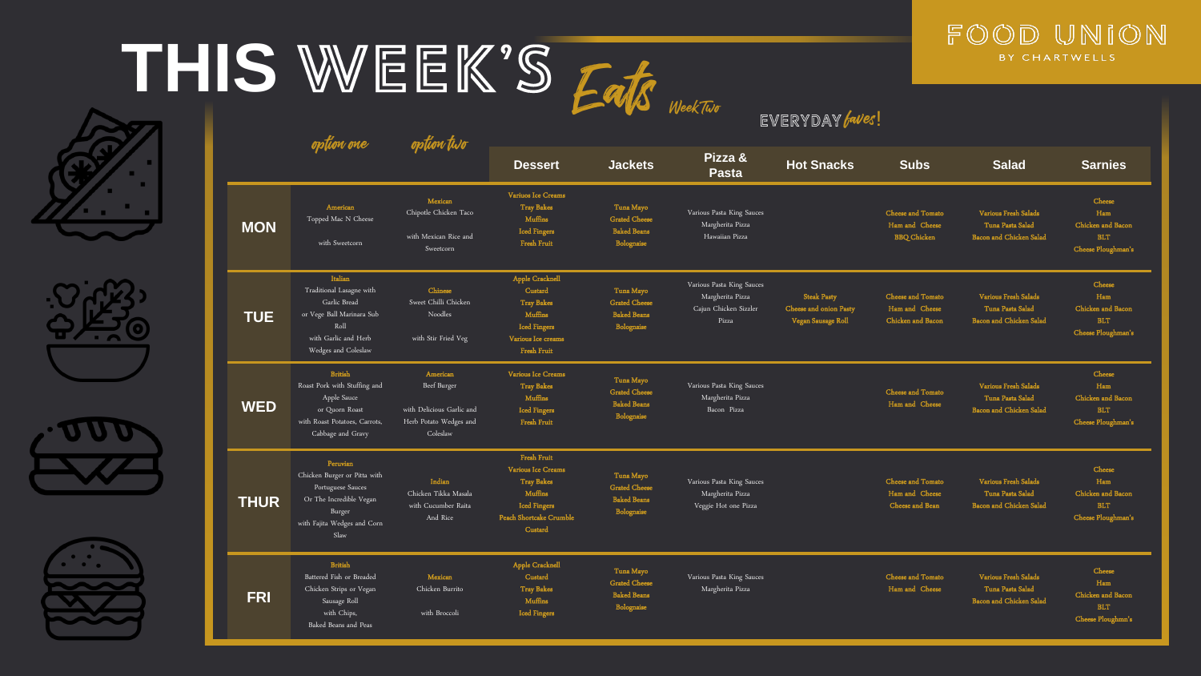FOOD UNION
BY CHARTWELLS

# THIS WEEK'S *Eats*

*Week Two*

EVERYDAY *faves!*

| | option one | option two | Dessert | Jackets | Pizza & Pasta | Hot Snacks | Subs | Salad | Sarnies |
|---|---|---|---|---|---|---|---|---|---|
| **MON** | American<br>Topped Mac N Cheese<br><br>with Sweetcorn | Mexican<br>Chipotle Chicken Taco<br><br>with Mexican Rice and Sweetcorn | Various Ice Creams<br>Tray Bakes<br>Muffins<br>Iced Fingers<br>Fresh Fruit | Tuna Mayo<br>Grated Cheese<br>Baked Beans<br>Bolognaise | Various Pasta King Sauces<br>Margherita Pizza<br>Hawaiian Pizza | | Cheese and Tomato<br>Ham and Cheese<br>BBQ Chicken | Various Fresh Salads<br>Tuna Pasta Salad<br>Bacon and Chicken Salad | Cheese<br>Ham<br>Chicken and Bacon<br>BLT<br>Cheese Ploughman's |
| **TUE** | Italian<br>Traditional Lasagne with Garlic Bread<br>or Vege Ball Marinara Sub Roll<br>with Garlic and Herb Wedges and Coleslaw | Chinese<br>Sweet Chilli Chicken Noodles<br><br>with Stir Fried Veg | Apple Cracknell<br>Custard<br>Tray Bakes<br>Muffins<br>Iced Fingers<br>Various Ice creams<br>Fresh Fruit | Tuna Mayo<br>Grated Cheese<br>Baked Beans<br>Bolognaise | Various Pasta King Sauces<br>Margherita Pizza<br>Cajun Chicken Sizzler Pizza | Steak Pasty<br>Cheese and onion Pasty<br>Vegan Sausage Roll | Cheese and Tomato<br>Ham and Cheese<br>Chicken and Bacon | Various Fresh Salads<br>Tuna Pasta Salad<br>Bacon and Chicken Salad | Cheese<br>Ham<br>Chicken and Bacon<br>BLT<br>Cheese Ploughman's |
| **WED** | British<br>Roast Pork with Stuffing and Apple Sauce<br>or Quorn Roast<br>with Roast Potatoes, Carrots, Cabbage and Gravy | American<br>Beef Burger<br><br>with Delicious Garlic and Herb Potato Wedges and Coleslaw | Various Ice Creams<br>Tray Bakes<br>Muffins<br>Iced Fingers<br>Fresh Fruit | Tuna Mayo<br>Grated Cheese<br>Baked Beans<br>Bolognaise | Various Pasta King Sauces<br>Margherita Pizza<br>Bacon Pizza | | Cheese and Tomato<br>Ham and Cheese | Various Fresh Salads<br>Tuna Pasta Salad<br>Bacon and Chicken Salad | Cheese<br>Ham<br>Chicken and Bacon<br>BLT<br>Cheese Ploughman's |
| **THUR** | Peruvian<br>Chicken Burger or Pitta with Portuguese Sauces<br>Or The Incredible Vegan Burger<br>with Fajita Wedges and Corn Slaw | Indian<br>Chicken Tikka Masala with Cucumber Raita And Rice | Fresh Fruit<br>Various Ice Creams<br>Tray Bakes<br>Muffins<br>Iced Fingers<br>Peach Shortcake Crumble<br>Custard | Tuna Mayo<br>Grated Cheese<br>Baked Beans<br>Bolognaise | Various Pasta King Sauces<br>Margherita Pizza<br>Veggie Hot one Pizza | | Cheese and Tomato<br>Ham and Cheese<br>Cheese and Bean | Various Fresh Salads<br>Tuna Pasta Salad<br>Bacon and Chicken Salad | Cheese<br>Ham<br>Chicken and Bacon<br>BLT<br>Cheese Ploughman's |
| **FRI** | British<br>Battered Fish or Breaded Chicken Strips or Vegan Sausage Roll<br>with Chips,<br>Baked Beans and Peas | Mexican<br>Chicken Burrito<br><br>with Broccoli | Apple Cracknell<br>Custard<br>Tray Bakes<br>Muffins<br>Iced Fingers | Tuna Mayo<br>Grated Cheese<br>Baked Beans<br>Bolognaise | Various Pasta King Sauces<br>Margherita Pizza | | Cheese and Tomato<br>Ham and Cheese | Various Fresh Salads<br>Tuna Pasta Salad<br>Bacon and Chicken Salad | Cheese<br>Ham<br>Chicken and Bacon<br>BLT<br>Cheese Ploughmn's |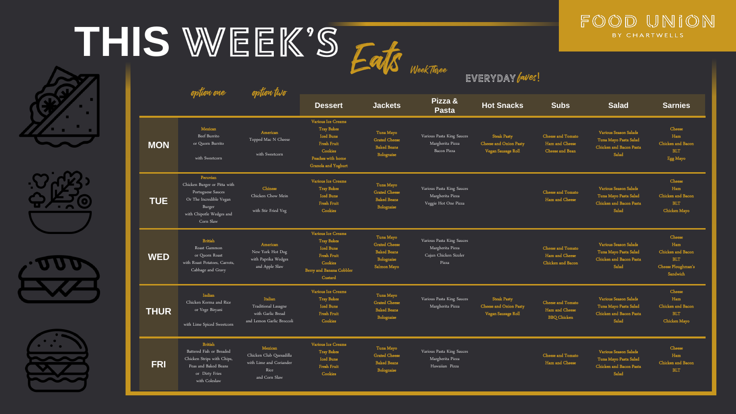# THIS WEEK'S *Eats*

*Week Three*

FOOD UNION BY CHARTWELLS

EVERYDAY *faves!*

| | *option one* | *option two* | Dessert | Jackets | Pizza & Pasta | Hot Snacks | Subs | Salad | Sarnies |
|---|---|---|---|---|---|---|---|---|---|
| **MON** | Mexican<br>Beef Burrito<br>or Quorn Burrito<br>with Sweetcorn | American<br>Topped Mac N Cheese<br>with Sweetcorn | Various Ice Creams<br>Tray Bakes<br>Iced Buns<br>Fresh Fruit<br>Cookies<br>Peaches with home Granola and Yoghurt | Tuna Mayo<br>Grated Cheese<br>Baked Beans<br>Bolognaise | Various Pasta King Sauces<br>Margherita Pizza<br>Bacon Pizza | Steak Pasty<br>Cheese and Onion Pasty<br>Vegan Sausage Roll | Cheese and Tomato<br>Ham and Cheese<br>Cheese and Bean | Various Season Salads<br>Tuna Mayo Pasta Salad<br>Chicken and Bacon Pasta Salad | Cheese<br>Ham<br>Chicken and Bacon<br>BLT<br>Egg Mayo |
| **TUE** | Peruvian<br>Chicken Burger or Pitta with Portuguese Sauces<br>Or The Incredible Vegan Burger<br>with Chipotle Wedges and Corn Slaw | Chinese<br>Chicken Chow Mein<br>with Stir Fried Veg | Various Ice Creams<br>Tray Bakes<br>Iced Buns<br>Fresh Fruit<br>Cookies | Tuna Mayo<br>Grated Cheese<br>Baked Beans<br>Bolognaise | Various Pasta King Sauces<br>Margherita Pizza<br>Veggie Hot One Pizza | | Cheese and Tomato<br>Ham and Cheese | Various Season Salads<br>Tuna Mayo Pasta Salad<br>Chicken and Bacon Pasta Salad | Cheese<br>Ham<br>Chicken and Bacon<br>BLT<br>Chicken Mayo |
| **WED** | British<br>Roast Gammon<br>or Quorn Roast<br>with Roast Potatoes, Carrots, Cabbage and Gravy | American<br>New York Hot Dog<br>with Paprika Wedges<br>and Apple Slaw | Various Ice Creams<br>Tray Bakes<br>Iced Buns<br>Fresh Fruit<br>Cookies<br>Berry and Banana Cobbler<br>Custard | Tuna Mayo<br>Grated Cheese<br>Baked Beans<br>Bolognaise<br>Salmon Mayo | Various Pasta King Sauces<br>Margherita Pizza<br>Cajun Chicken Sizzler Pizza | | Cheese and Tomato<br>Ham and Cheese<br>Chicken and Bacon | Various Season Salads<br>Tuna Mayo Pasta Salad<br>Chicken and Bacon Pasta Salad | Cheese<br>Ham<br>Chicken and Bacon<br>BLT<br>Cheese Ploughman's Sandwich |
| **THUR** | Indian<br>Chicken Korma and Rice<br>or Vege Biryani<br>with Lime Spiced Sweetcorn | Italian<br>Traditional Lasagne<br>with Garlic Bread<br>and Lemon Garlic Broccoli | Various Ice Creams<br>Tray Bakes<br>Iced Buns<br>Fresh Fruit<br>Cookies | Tuna Mayo<br>Grated Cheese<br>Baked Beans<br>Bolognaise | Various Pasta King Sauces<br>Margherita Pizza | Steak Pasty<br>Cheese and Onion Pasty<br>Vegan Sausage Roll | Cheese and Tomato<br>Ham and Cheese<br>BBQ Chicken | Various Season Salads<br>Tuna Mayo Pasta Salad<br>Chicken and Bacon Pasta Salad | Cheese<br>Ham<br>Chicken and Bacon<br>BLT<br>Chicken Mayo |
| **FRI** | British<br>Battered Fish or Breaded Chicken Strips with Chips, Peas and Baked Beans<br>or Dirty Fries<br>with Coleslaw | Mexican<br>Chicken Club Quesadilla<br>with Lime and Coriander Rice<br>and Corn Slaw | Various Ice Creams<br>Tray Bakes<br>Iced Buns<br>Fresh Fruit<br>Cookies | Tuna Mayo<br>Grated Cheese<br>Baked Beans<br>Bolognaise | Various Pasta King Sauces<br>Margherita Pizza<br>Hawaiian Pizza | | Cheese and Tomato<br>Ham and Cheese | Various Season Salads<br>Tuna Mayo Pasta Salad<br>Chicken and Bacon Pasta Salad | Cheese<br>Ham<br>Chicken and Bacon<br>BLT |